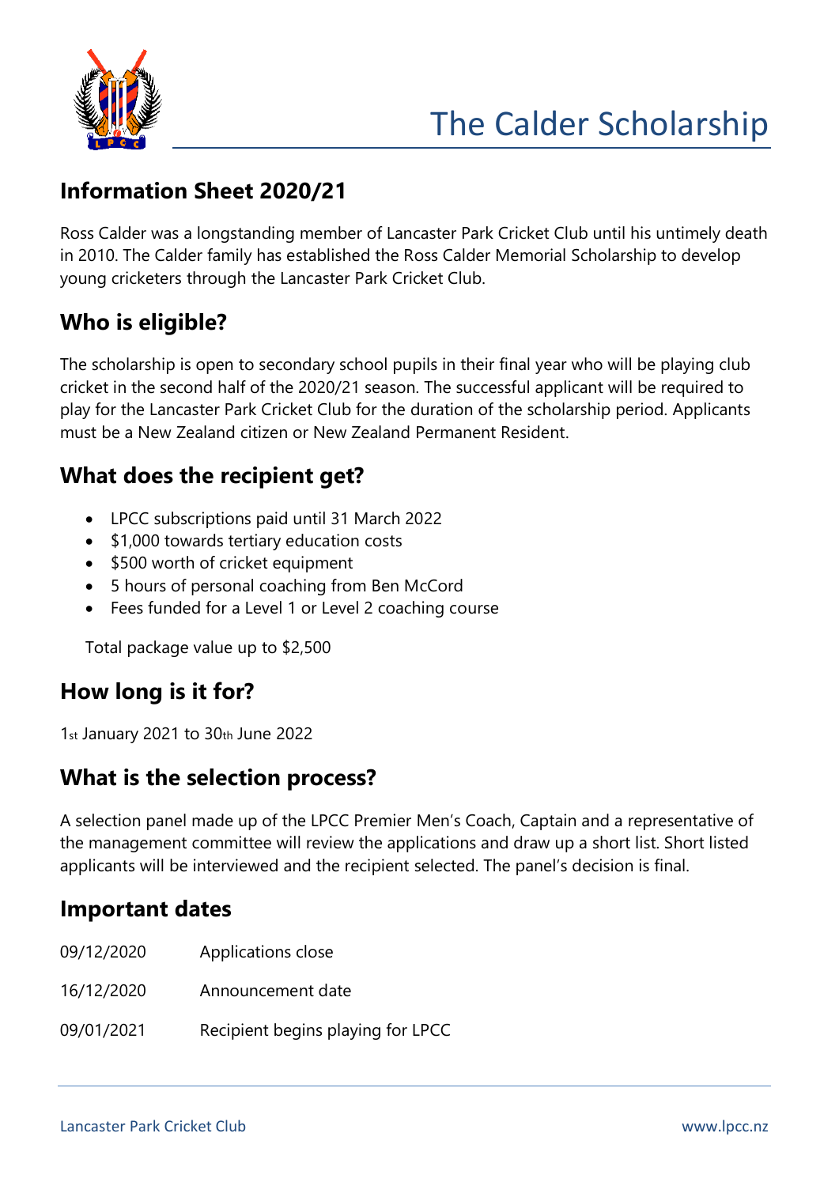# The Calder Scholarship

## Information Sheet 2020/21

Ross Calder was a longstanding member of Lancaster Park Cricket Club until his untimely death in 2010. The Calder family has established the Ross Calder Memorial Scholarship to develop young cricketers through the Lancaster Park Cricket Club.

## Who is eligible?

The scholarship is open to secondary school pupils in their final year who will be playing club cricket in the second half of the 2020/21 season. The successful applicant will be required to play for the Lancaster Park Cricket Club for the duration of the scholarship period. Applicants must be a New Zealand citizen or New Zealand Permanent Resident.

## What does the recipient get?

- LPCC subscriptions paid until 31 March 2022
- $1,000 towards tertiary education costs
- $500 worth of cricket equipment
- 5 hours of personal coaching from Ben McCord
- Fees funded for a Level 1 or Level 2 coaching course

Total package value up to $2,500

## How long is it for?

1st January 2021 to 30th June 2022

## What is the selection process?

A selection panel made up of the LPCC Premier Men's Coach, Captain and a representative of the management committee will review the applications and draw up a short list. Short listed applicants will be interviewed and the recipient selected. The panel's decision is final.

## Important dates

| | |
|---|---|
| 09/12/2020 | Applications close |
| 16/12/2020 | Announcement date |
| 09/01/2021 | Recipient begins playing for LPCC |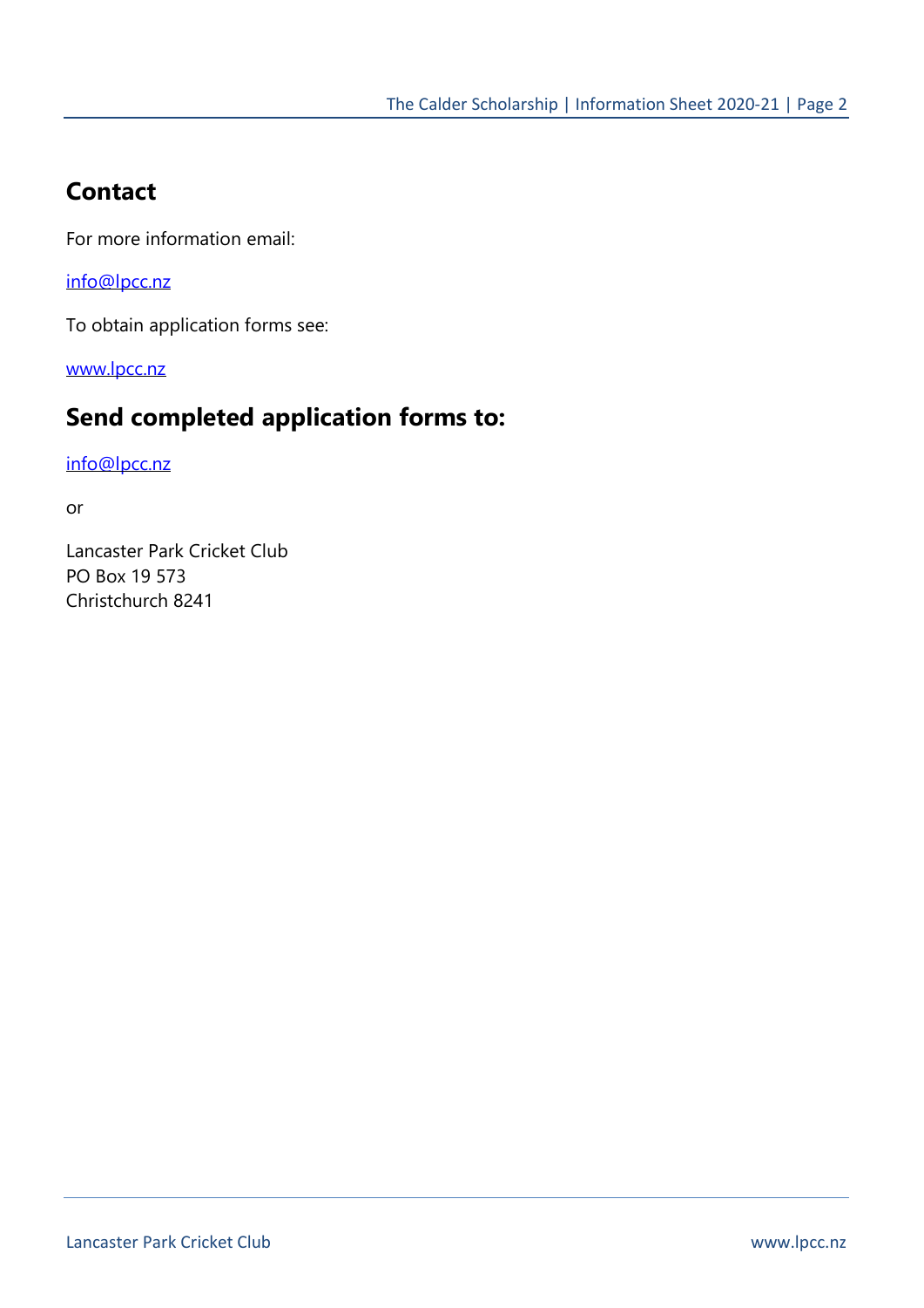## Contact

For more information email:

info@lpcc.nz

To obtain application forms see:

www.lpcc.nz

## Send completed application forms to:

info@lpcc.nz

or

Lancaster Park Cricket Club  
PO Box 19 573  
Christchurch 8241